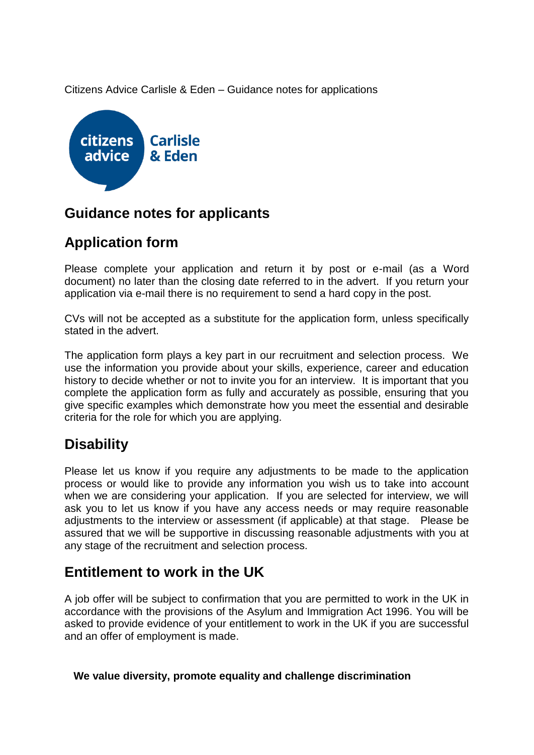Citizens Advice Carlisle & Eden – Guidance notes for applications

citizens advice Carlisle & Eden

## Guidance notes for applicants

## Application form

Please complete your application and return it by post or e-mail (as a Word document) no later than the closing date referred to in the advert. If you return your application via e-mail there is no requirement to send a hard copy in the post.

CVs will not be accepted as a substitute for the application form, unless specifically stated in the advert.

The application form plays a key part in our recruitment and selection process. We use the information you provide about your skills, experience, career and education history to decide whether or not to invite you for an interview. It is important that you complete the application form as fully and accurately as possible, ensuring that you give specific examples which demonstrate how you meet the essential and desirable criteria for the role for which you are applying.

## Disability

Please let us know if you require any adjustments to be made to the application process or would like to provide any information you wish us to take into account when we are considering your application. If you are selected for interview, we will ask you to let us know if you have any access needs or may require reasonable adjustments to the interview or assessment (if applicable) at that stage. Please be assured that we will be supportive in discussing reasonable adjustments with you at any stage of the recruitment and selection process.

## Entitlement to work in the UK

A job offer will be subject to confirmation that you are permitted to work in the UK in accordance with the provisions of the Asylum and Immigration Act 1996. You will be asked to provide evidence of your entitlement to work in the UK if you are successful and an offer of employment is made.

**We value diversity, promote equality and challenge discrimination**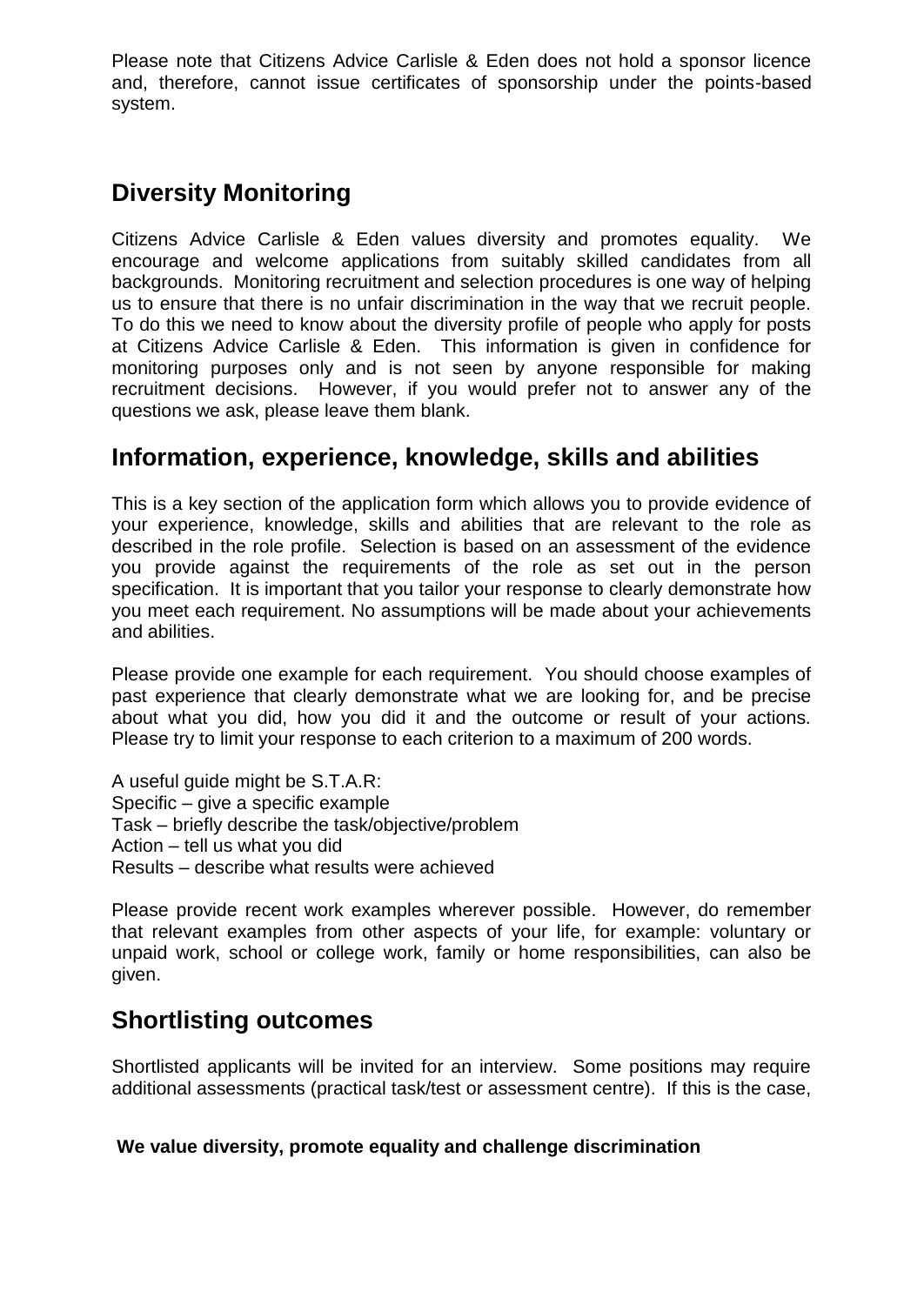Please note that Citizens Advice Carlisle & Eden does not hold a sponsor licence and, therefore, cannot issue certificates of sponsorship under the points-based system.

## Diversity Monitoring

Citizens Advice Carlisle & Eden values diversity and promotes equality. We encourage and welcome applications from suitably skilled candidates from all backgrounds. Monitoring recruitment and selection procedures is one way of helping us to ensure that there is no unfair discrimination in the way that we recruit people. To do this we need to know about the diversity profile of people who apply for posts at Citizens Advice Carlisle & Eden. This information is given in confidence for monitoring purposes only and is not seen by anyone responsible for making recruitment decisions. However, if you would prefer not to answer any of the questions we ask, please leave them blank.

## Information, experience, knowledge, skills and abilities

This is a key section of the application form which allows you to provide evidence of your experience, knowledge, skills and abilities that are relevant to the role as described in the role profile. Selection is based on an assessment of the evidence you provide against the requirements of the role as set out in the person specification. It is important that you tailor your response to clearly demonstrate how you meet each requirement. No assumptions will be made about your achievements and abilities.

Please provide one example for each requirement. You should choose examples of past experience that clearly demonstrate what we are looking for, and be precise about what you did, how you did it and the outcome or result of your actions. Please try to limit your response to each criterion to a maximum of 200 words.

A useful guide might be S.T.A.R:
Specific – give a specific example
Task – briefly describe the task/objective/problem
Action – tell us what you did
Results – describe what results were achieved

Please provide recent work examples wherever possible. However, do remember that relevant examples from other aspects of your life, for example: voluntary or unpaid work, school or college work, family or home responsibilities, can also be given.

## Shortlisting outcomes

Shortlisted applicants will be invited for an interview. Some positions may require additional assessments (practical task/test or assessment centre). If this is the case,

**We value diversity, promote equality and challenge discrimination**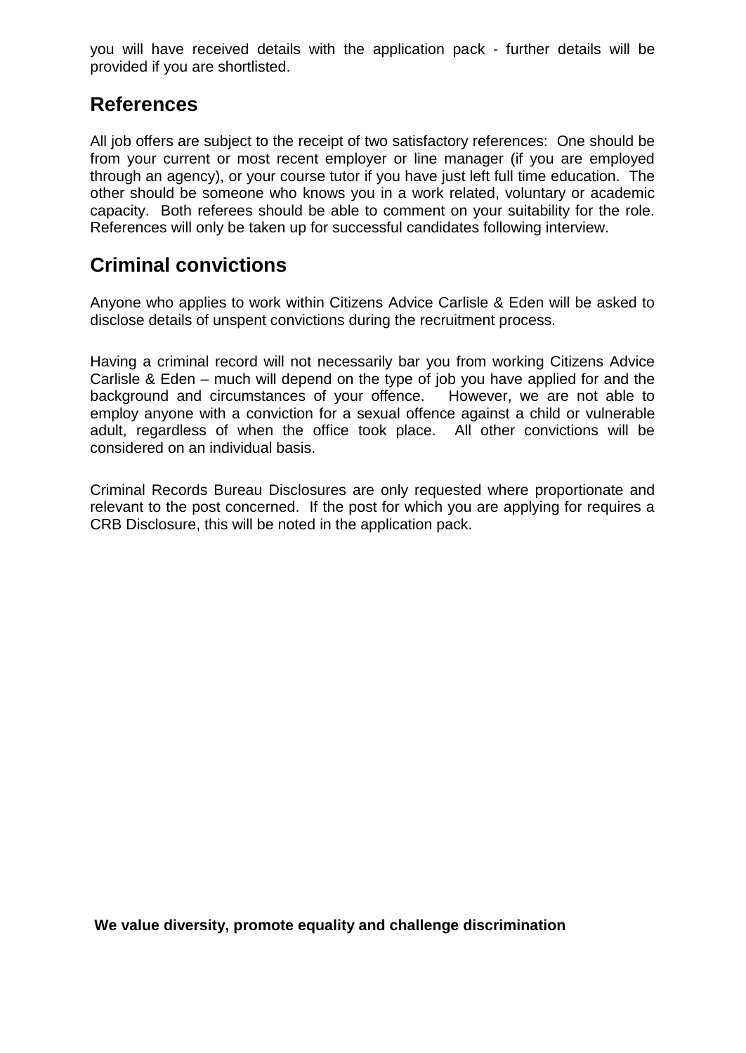you will have received details with the application pack - further details will be provided if you are shortlisted.

## References

All job offers are subject to the receipt of two satisfactory references: One should be from your current or most recent employer or line manager (if you are employed through an agency), or your course tutor if you have just left full time education. The other should be someone who knows you in a work related, voluntary or academic capacity. Both referees should be able to comment on your suitability for the role. References will only be taken up for successful candidates following interview.

## Criminal convictions

Anyone who applies to work within Citizens Advice Carlisle & Eden will be asked to disclose details of unspent convictions during the recruitment process.

Having a criminal record will not necessarily bar you from working Citizens Advice Carlisle & Eden – much will depend on the type of job you have applied for and the background and circumstances of your offence. However, we are not able to employ anyone with a conviction for a sexual offence against a child or vulnerable adult, regardless of when the office took place. All other convictions will be considered on an individual basis.

Criminal Records Bureau Disclosures are only requested where proportionate and relevant to the post concerned. If the post for which you are applying for requires a CRB Disclosure, this will be noted in the application pack.

**We value diversity, promote equality and challenge discrimination**